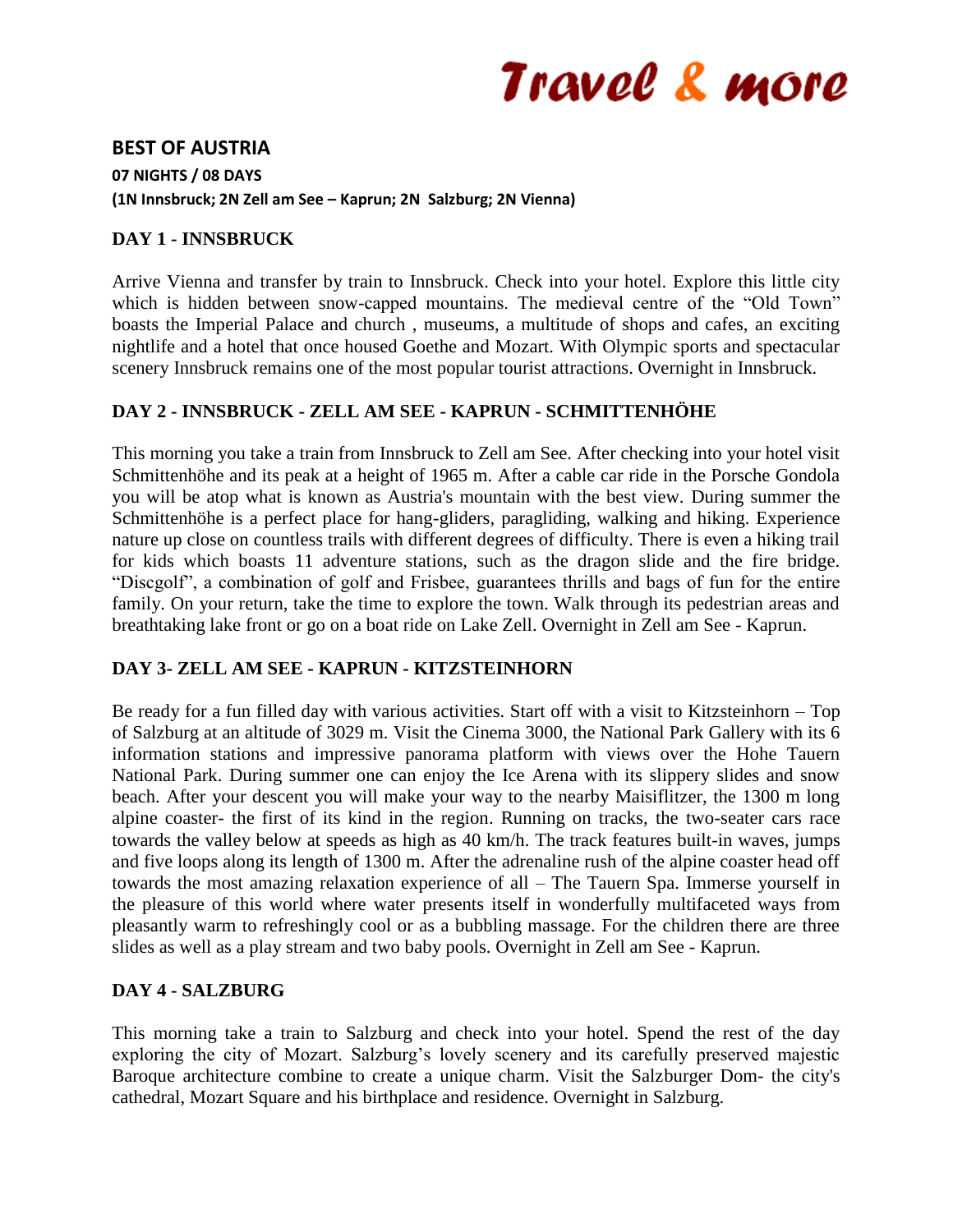Travel & more

# BEST OF AUSTRIA

**07 NIGHTS / 08 DAYS**

**(1N Innsbruck; 2N Zell am See – Kaprun; 2N Salzburg; 2N Vienna)**

## DAY 1 - INNSBRUCK

Arrive Vienna and transfer by train to Innsbruck. Check into your hotel. Explore this little city which is hidden between snow-capped mountains. The medieval centre of the "Old Town" boasts the Imperial Palace and church , museums, a multitude of shops and cafes, an exciting nightlife and a hotel that once housed Goethe and Mozart. With Olympic sports and spectacular scenery Innsbruck remains one of the most popular tourist attractions. Overnight in Innsbruck.

## DAY 2 - INNSBRUCK - ZELL AM SEE - KAPRUN - SCHMITTENHÖHE

This morning you take a train from Innsbruck to Zell am See. After checking into your hotel visit Schmittenhöhe and its peak at a height of 1965 m. After a cable car ride in the Porsche Gondola you will be atop what is known as Austria's mountain with the best view. During summer the Schmittenhöhe is a perfect place for hang-gliders, paragliding, walking and hiking. Experience nature up close on countless trails with different degrees of difficulty. There is even a hiking trail for kids which boasts 11 adventure stations, such as the dragon slide and the fire bridge. "Discgolf", a combination of golf and Frisbee, guarantees thrills and bags of fun for the entire family. On your return, take the time to explore the town. Walk through its pedestrian areas and breathtaking lake front or go on a boat ride on Lake Zell. Overnight in Zell am See - Kaprun.

## DAY 3- ZELL AM SEE - KAPRUN - KITZSTEINHORN

Be ready for a fun filled day with various activities. Start off with a visit to Kitzsteinhorn – Top of Salzburg at an altitude of 3029 m. Visit the Cinema 3000, the National Park Gallery with its 6 information stations and impressive panorama platform with views over the Hohe Tauern National Park. During summer one can enjoy the Ice Arena with its slippery slides and snow beach. After your descent you will make your way to the nearby Maisiflitzer, the 1300 m long alpine coaster- the first of its kind in the region. Running on tracks, the two-seater cars race towards the valley below at speeds as high as 40 km/h. The track features built-in waves, jumps and five loops along its length of 1300 m. After the adrenaline rush of the alpine coaster head off towards the most amazing relaxation experience of all – The Tauern Spa. Immerse yourself in the pleasure of this world where water presents itself in wonderfully multifaceted ways from pleasantly warm to refreshingly cool or as a bubbling massage. For the children there are three slides as well as a play stream and two baby pools. Overnight in Zell am See - Kaprun.

## DAY 4 - SALZBURG

This morning take a train to Salzburg and check into your hotel. Spend the rest of the day exploring the city of Mozart. Salzburg's lovely scenery and its carefully preserved majestic Baroque architecture combine to create a unique charm. Visit the Salzburger Dom- the city's cathedral, Mozart Square and his birthplace and residence. Overnight in Salzburg.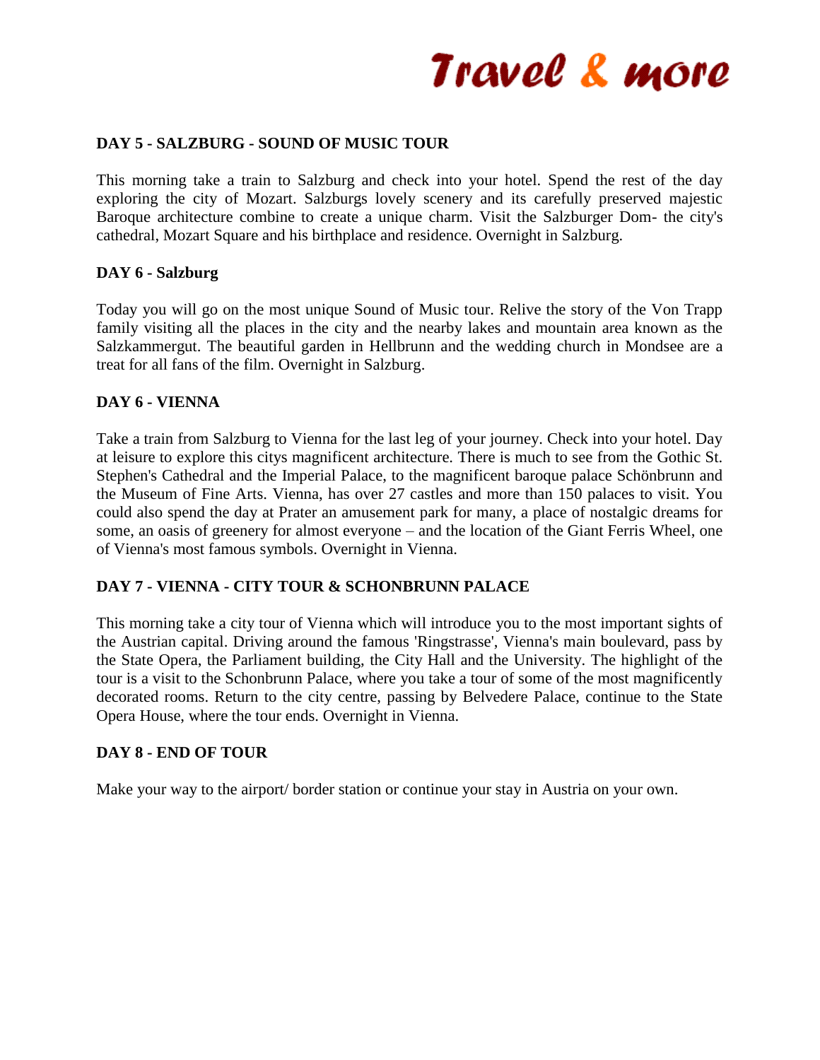# Travel & more

**DAY 5 - SALZBURG - SOUND OF MUSIC TOUR**

This morning take a train to Salzburg and check into your hotel. Spend the rest of the day exploring the city of Mozart. Salzburgs lovely scenery and its carefully preserved majestic Baroque architecture combine to create a unique charm. Visit the Salzburger Dom- the city's cathedral, Mozart Square and his birthplace and residence. Overnight in Salzburg.

**DAY 6 - Salzburg**

Today you will go on the most unique Sound of Music tour. Relive the story of the Von Trapp family visiting all the places in the city and the nearby lakes and mountain area known as the Salzkammergut. The beautiful garden in Hellbrunn and the wedding church in Mondsee are a treat for all fans of the film. Overnight in Salzburg.

**DAY 6 - VIENNA**

Take a train from Salzburg to Vienna for the last leg of your journey. Check into your hotel. Day at leisure to explore this citys magnificent architecture. There is much to see from the Gothic St. Stephen's Cathedral and the Imperial Palace, to the magnificent baroque palace Schönbrunn and the Museum of Fine Arts. Vienna, has over 27 castles and more than 150 palaces to visit. You could also spend the day at Prater an amusement park for many, a place of nostalgic dreams for some, an oasis of greenery for almost everyone – and the location of the Giant Ferris Wheel, one of Vienna's most famous symbols. Overnight in Vienna.

**DAY 7 - VIENNA - CITY TOUR & SCHONBRUNN PALACE**

This morning take a city tour of Vienna which will introduce you to the most important sights of the Austrian capital. Driving around the famous 'Ringstrasse', Vienna's main boulevard, pass by the State Opera, the Parliament building, the City Hall and the University. The highlight of the tour is a visit to the Schonbrunn Palace, where you take a tour of some of the most magnificently decorated rooms. Return to the city centre, passing by Belvedere Palace, continue to the State Opera House, where the tour ends. Overnight in Vienna.

**DAY 8 - END OF TOUR**

Make your way to the airport/ border station or continue your stay in Austria on your own.